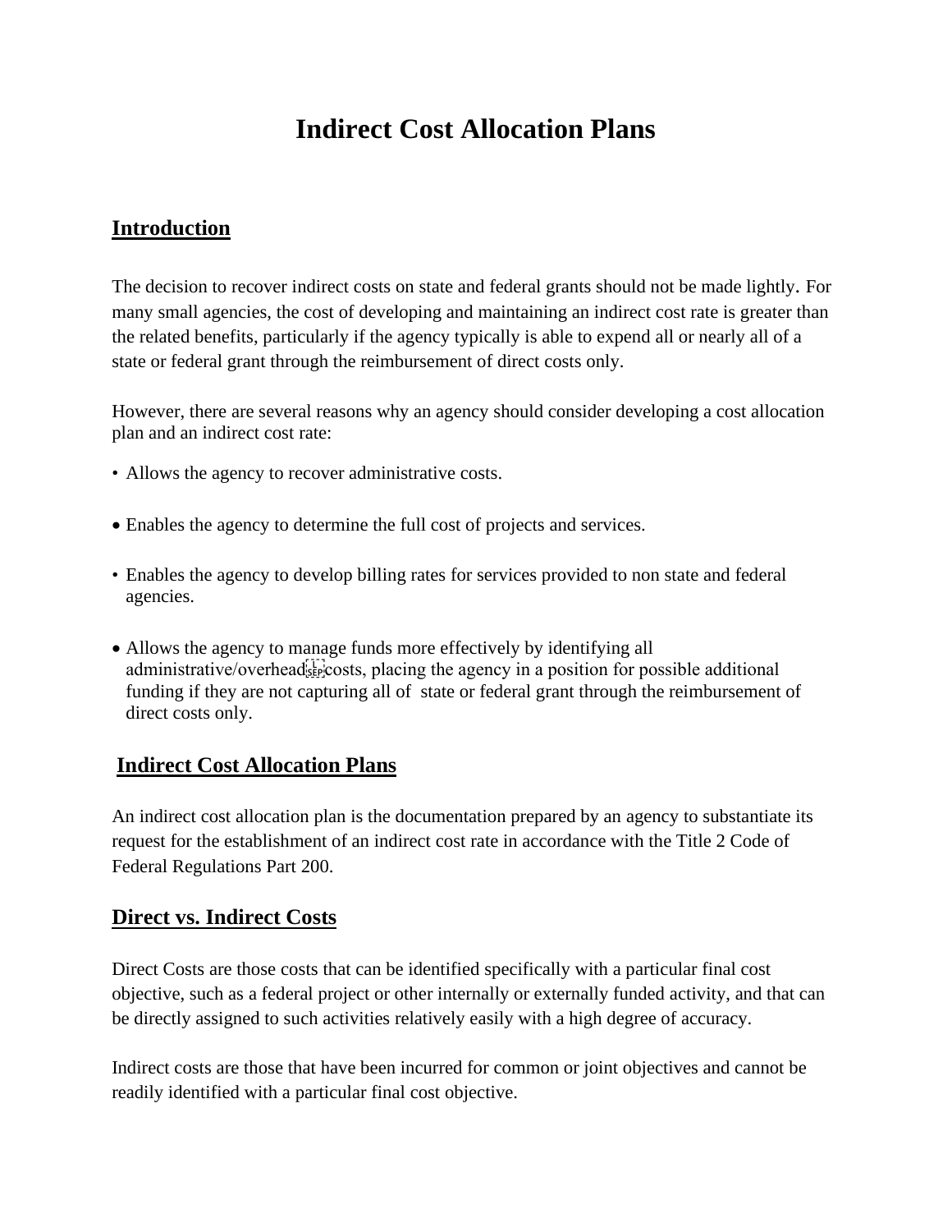# Indirect Cost Allocation Plans

## Introduction

The decision to recover indirect costs on state and federal grants should not be made lightly. For many small agencies, the cost of developing and maintaining an indirect cost rate is greater than the related benefits, particularly if the agency typically is able to expend all or nearly all of a state or federal grant through the reimbursement of direct costs only.

However, there are several reasons why an agency should consider developing a cost allocation plan and an indirect cost rate:

- Allows the agency to recover administrative costs.
- Enables the agency to determine the full cost of projects and services.
- Enables the agency to develop billing rates for services provided to non state and federal agencies.
- Allows the agency to manage funds more effectively by identifying all administrative/overhead costs, placing the agency in a position for possible additional funding if they are not capturing all of state or federal grant through the reimbursement of direct costs only.

## Indirect Cost Allocation Plans

An indirect cost allocation plan is the documentation prepared by an agency to substantiate its request for the establishment of an indirect cost rate in accordance with the Title 2 Code of Federal Regulations Part 200.

## Direct vs. Indirect Costs

Direct Costs are those costs that can be identified specifically with a particular final cost objective, such as a federal project or other internally or externally funded activity, and that can be directly assigned to such activities relatively easily with a high degree of accuracy.

Indirect costs are those that have been incurred for common or joint objectives and cannot be readily identified with a particular final cost objective.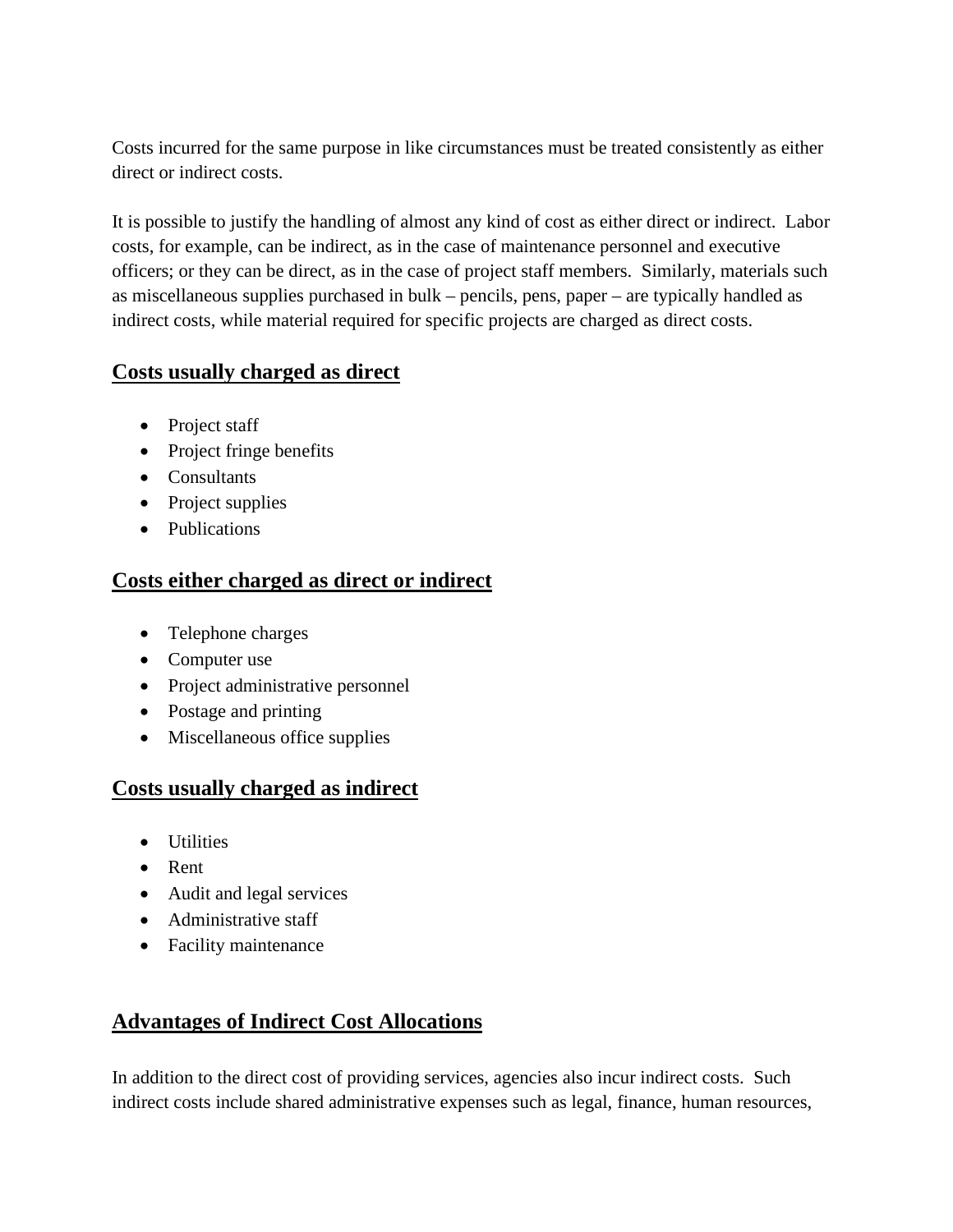Costs incurred for the same purpose in like circumstances must be treated consistently as either direct or indirect costs.

It is possible to justify the handling of almost any kind of cost as either direct or indirect. Labor costs, for example, can be indirect, as in the case of maintenance personnel and executive officers; or they can be direct, as in the case of project staff members. Similarly, materials such as miscellaneous supplies purchased in bulk – pencils, pens, paper – are typically handled as indirect costs, while material required for specific projects are charged as direct costs.

## Costs usually charged as direct

- Project staff
- Project fringe benefits
- Consultants
- Project supplies
- Publications

## Costs either charged as direct or indirect

- Telephone charges
- Computer use
- Project administrative personnel
- Postage and printing
- Miscellaneous office supplies

## Costs usually charged as indirect

- Utilities
- Rent
- Audit and legal services
- Administrative staff
- Facility maintenance

## Advantages of Indirect Cost Allocations

In addition to the direct cost of providing services, agencies also incur indirect costs. Such indirect costs include shared administrative expenses such as legal, finance, human resources,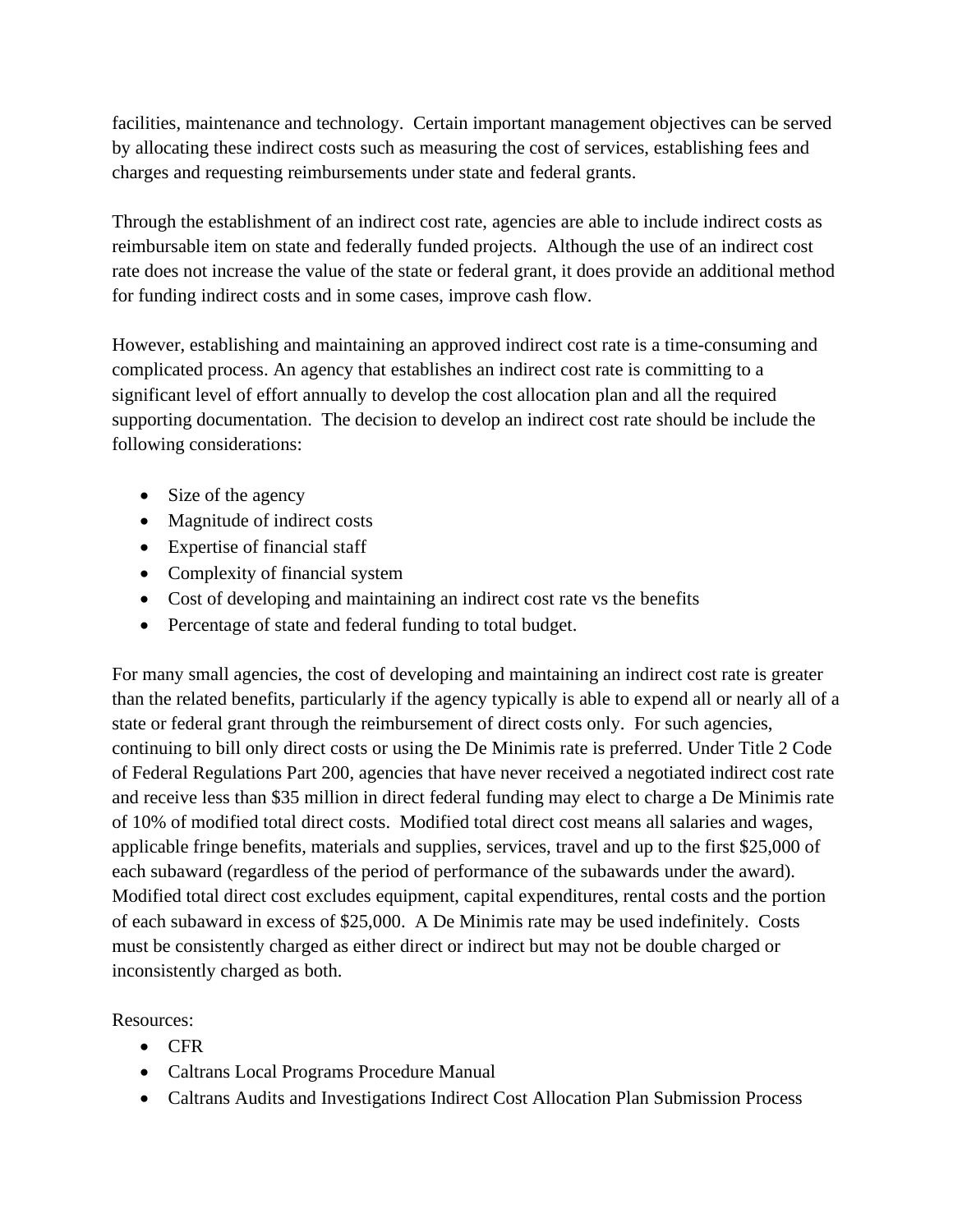facilities, maintenance and technology. Certain important management objectives can be served by allocating these indirect costs such as measuring the cost of services, establishing fees and charges and requesting reimbursements under state and federal grants.

Through the establishment of an indirect cost rate, agencies are able to include indirect costs as reimbursable item on state and federally funded projects. Although the use of an indirect cost rate does not increase the value of the state or federal grant, it does provide an additional method for funding indirect costs and in some cases, improve cash flow.

However, establishing and maintaining an approved indirect cost rate is a time-consuming and complicated process. An agency that establishes an indirect cost rate is committing to a significant level of effort annually to develop the cost allocation plan and all the required supporting documentation. The decision to develop an indirect cost rate should be include the following considerations:

- Size of the agency
- Magnitude of indirect costs
- Expertise of financial staff
- Complexity of financial system
- Cost of developing and maintaining an indirect cost rate vs the benefits
- Percentage of state and federal funding to total budget.

For many small agencies, the cost of developing and maintaining an indirect cost rate is greater than the related benefits, particularly if the agency typically is able to expend all or nearly all of a state or federal grant through the reimbursement of direct costs only. For such agencies, continuing to bill only direct costs or using the De Minimis rate is preferred. Under Title 2 Code of Federal Regulations Part 200, agencies that have never received a negotiated indirect cost rate and receive less than $35 million in direct federal funding may elect to charge a De Minimis rate of 10% of modified total direct costs. Modified total direct cost means all salaries and wages, applicable fringe benefits, materials and supplies, services, travel and up to the first $25,000 of each subaward (regardless of the period of performance of the subawards under the award). Modified total direct cost excludes equipment, capital expenditures, rental costs and the portion of each subaward in excess of $25,000. A De Minimis rate may be used indefinitely. Costs must be consistently charged as either direct or indirect but may not be double charged or inconsistently charged as both.

Resources:

- CFR
- Caltrans Local Programs Procedure Manual
- Caltrans Audits and Investigations Indirect Cost Allocation Plan Submission Process